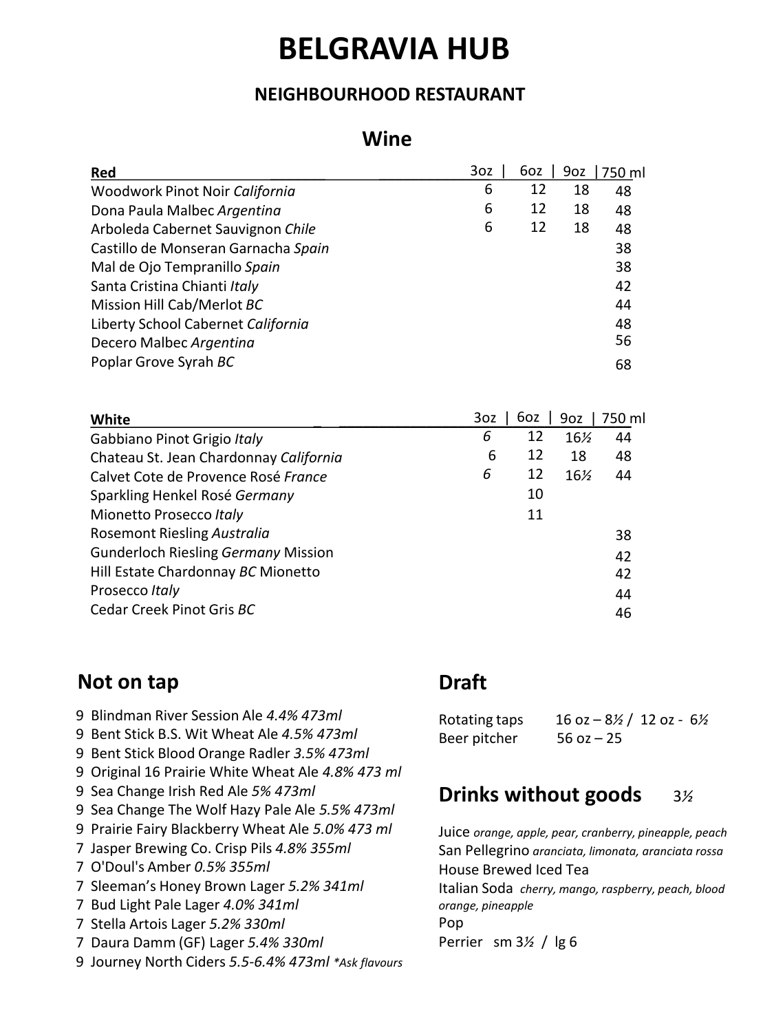// Extracting wine menu into tables.

# BELGRAVIA HUB

### NEIGHBOURHOOD RESTAURANT

## Wine

| Red | 3oz | 6oz | 9oz | 750 ml |
|---|---|---|---|---|
| Woodwork Pinot Noir *California* | 6 | 12 | 18 | 48 |
| Dona Paula Malbec *Argentina* | 6 | 12 | 18 | 48 |
| Arboleda Cabernet Sauvignon *Chile* | 6 | 12 | 18 | 48 |
| Castillo de Monseran Garnacha *Spain* | | | | 38 |
| Mal de Ojo Tempranillo *Spain* | | | | 38 |
| Santa Cristina Chianti *Italy* | | | | 42 |
| Mission Hill Cab/Merlot *BC* | | | | 44 |
| Liberty School Cabernet *California* | | | | 48 |
| Decero Malbec *Argentina* | | | | 56 |
| Poplar Grove Syrah *BC* | | | | 68 |

| White | 3oz | 6oz | 9oz | 750 ml |
|---|---|---|---|---|
| Gabbiano Pinot Grigio *Italy* | *6* | 12 | 16½ | 44 |
| Chateau St. Jean Chardonnay *California* | 6 | 12 | 18 | 48 |
| Calvet Cote de Provence Rosé *France* | *6* | 12 | 16½ | 44 |
| Sparkling Henkel Rosé *Germany* | | 10 | | |
| Mionetto Prosecco *Italy* | | 11 | | |
| Rosemont Riesling *Australia* | | | | 38 |
| Gunderloch Riesling *Germany* | | | | 42 |
| Mission Hill Estate Chardonnay *BC* | | | | 42 |
| Mionetto Prosecco *Italy* | | | | 44 |
| Cedar Creek Pinot Gris *BC* | | | | 46 |

## Not on tap

- 9 Blindman River Session Ale *4.4% 473ml*
- 9 Bent Stick B.S. Wit Wheat Ale *4.5% 473ml*
- 9 Bent Stick Blood Orange Radler *3.5% 473ml*
- 9 Original 16 Prairie White Wheat Ale *4.8% 473 ml*
- 9 Sea Change Irish Red Ale *5% 473ml*
- 9 Sea Change The Wolf Hazy Pale Ale *5.5% 473ml*
- 9 Prairie Fairy Blackberry Wheat Ale *5.0% 473 ml*
- 7 Jasper Brewing Co. Crisp Pils *4.8% 355ml*
- 7 O'Doul's Amber *0.5% 355ml*
- 7 Sleeman's Honey Brown Lager *5.2% 341ml*
- 7 Bud Light Pale Lager *4.0% 341ml*
- 7 Stella Artois Lager *5.2% 330ml*
- 7 Daura Damm (GF) Lager *5.4% 330ml*
- 9 Journey North Ciders *5.5-6.4% 473ml* *\*Ask flavours*

## Draft

Rotating taps 16 oz – 8½ / 12 oz - 6½

Beer pitcher 56 oz – 25

## Drinks without goods 3½

Juice *orange, apple, pear, cranberry, pineapple, peach*

San Pellegrino *aranciata, limonata, aranciata rossa*

House Brewed Iced Tea

Italian Soda *cherry, mango, raspberry, peach, blood orange, pineapple*

Pop

Perrier sm 3½ / lg 6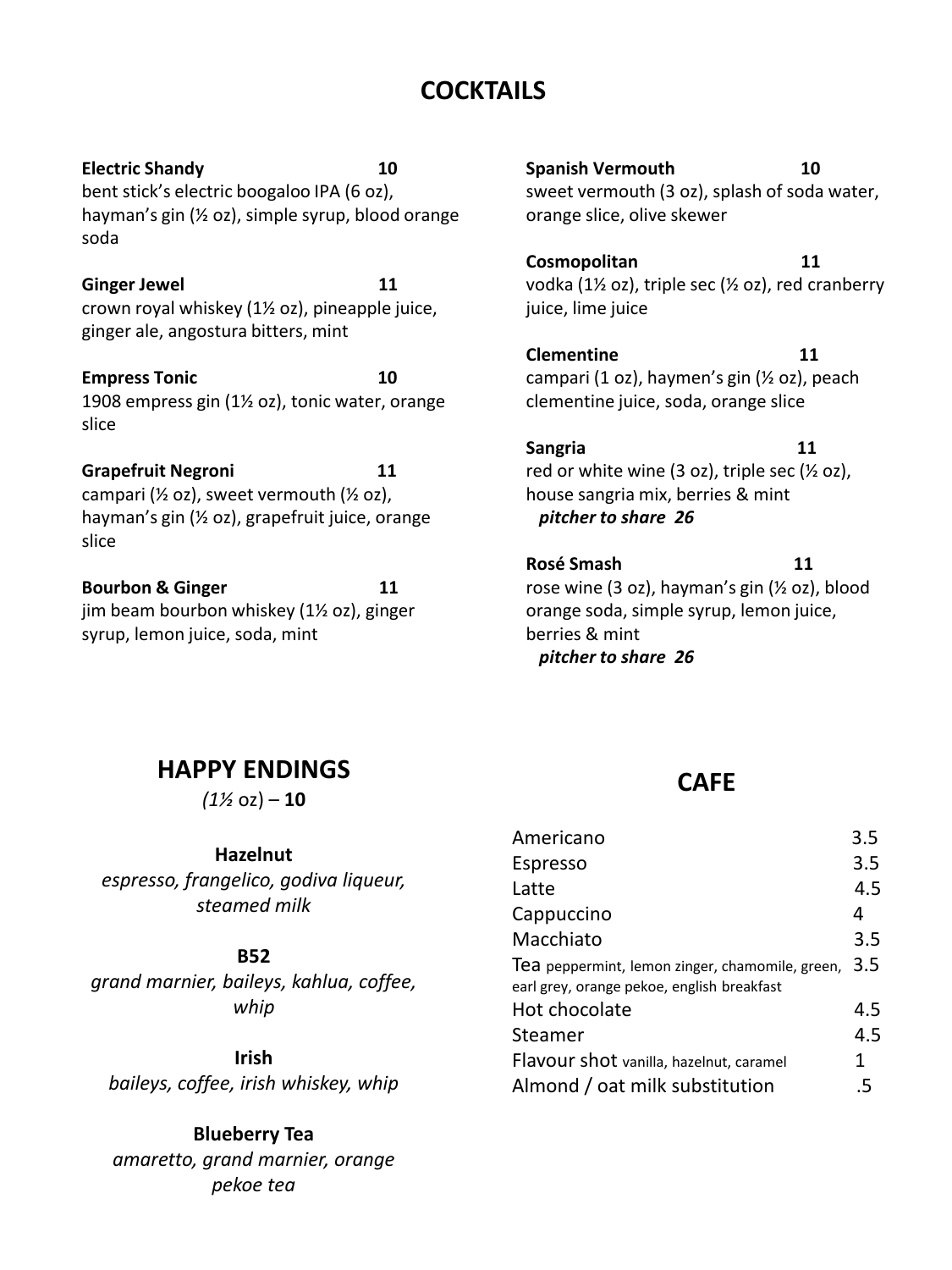# COCKTAILS

**Electric Shandy** **10**
bent stick's electric boogaloo IPA (6 oz), hayman's gin (½ oz), simple syrup, blood orange soda

**Ginger Jewel** **11**
crown royal whiskey (1½ oz), pineapple juice, ginger ale, angostura bitters, mint

**Empress Tonic** **10**
1908 empress gin (1½ oz), tonic water, orange slice

**Grapefruit Negroni** **11**
campari (½ oz), sweet vermouth (½ oz), hayman's gin (½ oz), grapefruit juice, orange slice

**Bourbon & Ginger** **11**
jim beam bourbon whiskey (1½ oz), ginger syrup, lemon juice, soda, mint

**Spanish Vermouth** **10**
sweet vermouth (3 oz), splash of soda water, orange slice, olive skewer

**Cosmopolitan** **11**
vodka (1½ oz), triple sec (½ oz), red cranberry juice, lime juice

**Clementine** **11**
campari (1 oz), haymen's gin (½ oz), peach clementine juice, soda, orange slice

**Sangria** **11**
red or white wine (3 oz), triple sec (½ oz), house sangria mix, berries & mint
***pitcher to share 26***

**Rosé Smash** **11**
rose wine (3 oz), hayman's gin (½ oz), blood orange soda, simple syrup, lemon juice, berries & mint
***pitcher to share 26***

## HAPPY ENDINGS

*(1½* oz) – **10**

**Hazelnut**
*espresso, frangelico, godiva liqueur, steamed milk*

**B52**
*grand marnier, baileys, kahlua, coffee, whip*

**Irish**
*baileys, coffee, irish whiskey, whip*

**Blueberry Tea**
*amaretto, grand marnier, orange pekoe tea*

## CAFE

| | |
|---|---|
| Americano | 3.5 |
| Espresso | 3.5 |
| Latte | 4.5 |
| Cappuccino | 4 |
| Macchiato | 3.5 |
| Tea peppermint, lemon zinger, chamomile, green, earl grey, orange pekoe, english breakfast | 3.5 |
| Hot chocolate | 4.5 |
| Steamer | 4.5 |
| Flavour shot vanilla, hazelnut, caramel | 1 |
| Almond / oat milk substitution | .5 |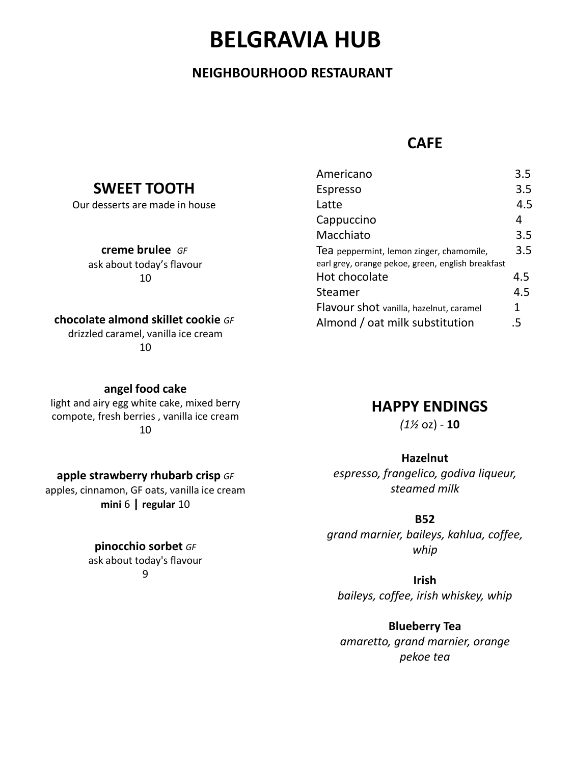# BELGRAVIA HUB

**NEIGHBOURHOOD RESTAURANT**

## SWEET TOOTH

Our desserts are made in house

**creme brulee** *GF*
ask about today's flavour
10

**chocolate almond skillet cookie** *GF*
drizzled caramel, vanilla ice cream
10

**angel food cake**
light and airy egg white cake, mixed berry compote, fresh berries , vanilla ice cream
10

**apple strawberry rhubarb crisp** *GF*
apples, cinnamon, GF oats, vanilla ice cream
**mini** 6 **|** **regular** 10

**pinocchio sorbet** *GF*
ask about today's flavour
9

## CAFE

| | |
|---|---|
| Americano | 3.5 |
| Espresso | 3.5 |
| Latte | 4.5 |
| Cappuccino | 4 |
| Macchiato | 3.5 |
| Tea peppermint, lemon zinger, chamomile, earl grey, orange pekoe, green, english breakfast | 3.5 |
| Hot chocolate | 4.5 |
| Steamer | 4.5 |
| Flavour shot vanilla, hazelnut, caramel | 1 |
| Almond / oat milk substitution | .5 |

## HAPPY ENDINGS

*(1½* oz) - **10**

**Hazelnut**
*espresso, frangelico, godiva liqueur, steamed milk*

**B52**
*grand marnier, baileys, kahlua, coffee, whip*

**Irish**
*baileys, coffee, irish whiskey, whip*

**Blueberry Tea**
*amaretto, grand marnier, orange pekoe tea*